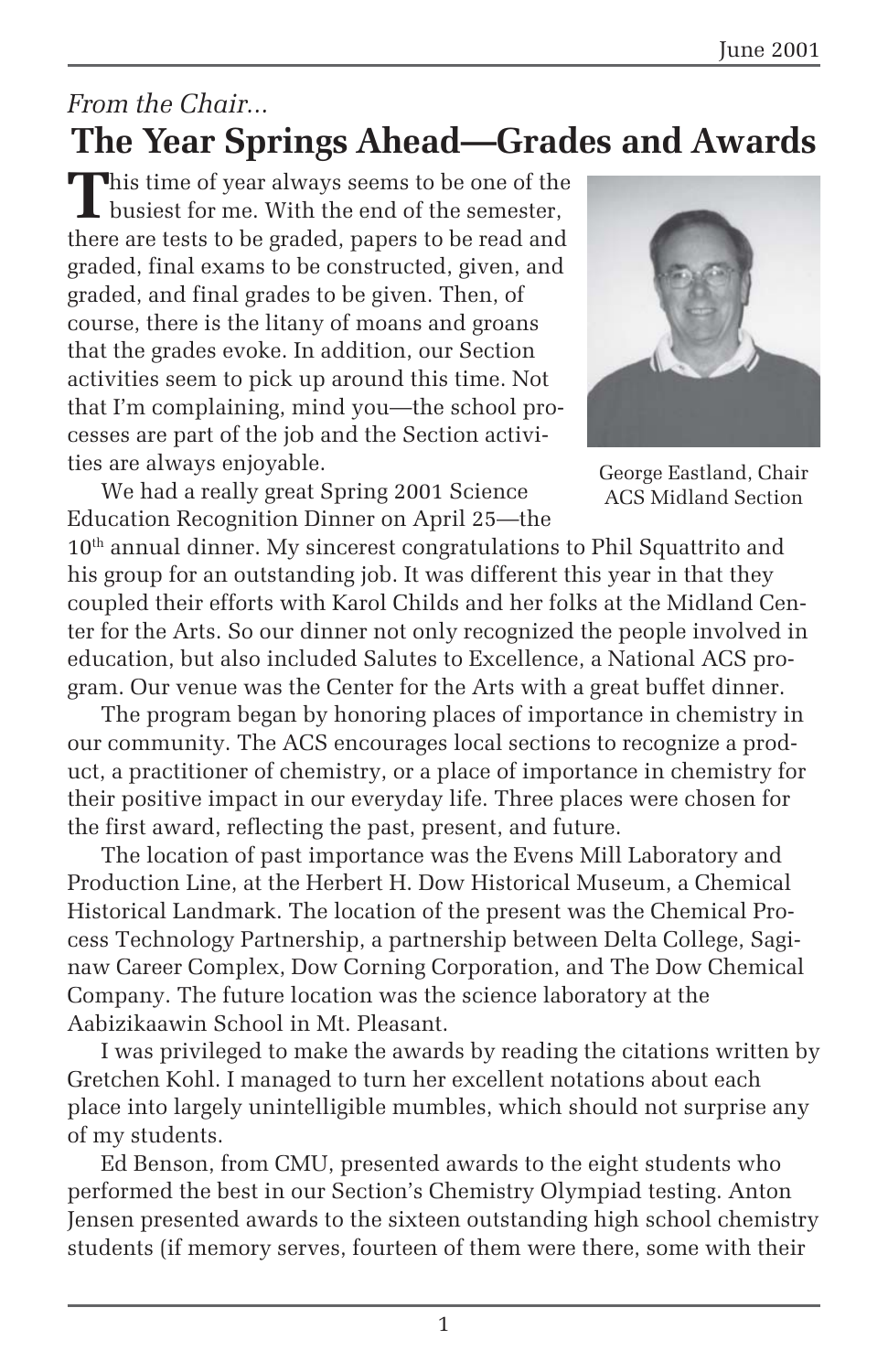*From the Chair…*

# The Year Springs Ahead—Grades and Awards

This time of year always seems to be one of the busiest for me. With the end of the semester, there are tests to be graded, papers to be read and graded, final exams to be constructed, given, and graded, and final grades to be given. Then, of course, there is the litany of moans and groans that the grades evoke. In addition, our Section activities seem to pick up around this time. Not that I'm complaining, mind you—the school processes are part of the job and the Section activities are always enjoyable.

George Eastland, Chair ACS Midland Section

We had a really great Spring 2001 Science Education Recognition Dinner on April 25—the 10th annual dinner. My sincerest congratulations to Phil Squattrito and his group for an outstanding job. It was different this year in that they coupled their efforts with Karol Childs and her folks at the Midland Center for the Arts. So our dinner not only recognized the people involved in education, but also included Salutes to Excellence, a National ACS program. Our venue was the Center for the Arts with a great buffet dinner.

The program began by honoring places of importance in chemistry in our community. The ACS encourages local sections to recognize a product, a practitioner of chemistry, or a place of importance in chemistry for their positive impact in our everyday life. Three places were chosen for the first award, reflecting the past, present, and future.

The location of past importance was the Evens Mill Laboratory and Production Line, at the Herbert H. Dow Historical Museum, a Chemical Historical Landmark. The location of the present was the Chemical Process Technology Partnership, a partnership between Delta College, Saginaw Career Complex, Dow Corning Corporation, and The Dow Chemical Company. The future location was the science laboratory at the Aabizikaawin School in Mt. Pleasant.

I was privileged to make the awards by reading the citations written by Gretchen Kohl. I managed to turn her excellent notations about each place into largely unintelligible mumbles, which should not surprise any of my students.

Ed Benson, from CMU, presented awards to the eight students who performed the best in our Section's Chemistry Olympiad testing. Anton Jensen presented awards to the sixteen outstanding high school chemistry students (if memory serves, fourteen of them were there, some with their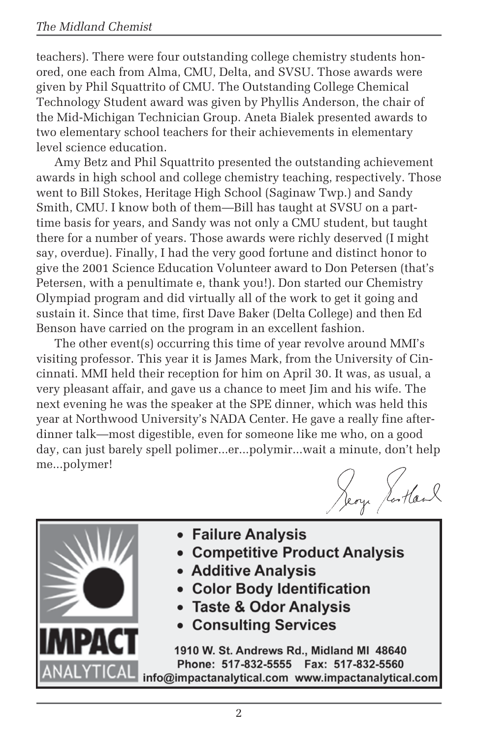teachers). There were four outstanding college chemistry students honored, one each from Alma, CMU, Delta, and SVSU. Those awards were given by Phil Squattrito of CMU. The Outstanding College Chemical Technology Student award was given by Phyllis Anderson, the chair of the Mid-Michigan Technician Group. Aneta Bialek presented awards to two elementary school teachers for their achievements in elementary level science education.

Amy Betz and Phil Squattrito presented the outstanding achievement awards in high school and college chemistry teaching, respectively. Those went to Bill Stokes, Heritage High School (Saginaw Twp.) and Sandy Smith, CMU. I know both of them—Bill has taught at SVSU on a part-time basis for years, and Sandy was not only a CMU student, but taught there for a number of years. Those awards were richly deserved (I might say, overdue). Finally, I had the very good fortune and distinct honor to give the 2001 Science Education Volunteer award to Don Petersen (that's Peters*e*n, with a penultimate e, thank you!). Don started our Chemistry Olympiad program and did virtually all of the work to get it going and sustain it. Since that time, first Dave Baker (Delta College) and then Ed Benson have carried on the program in an excellent fashion.

The other event(s) occurring this time of year revolve around MMI's visiting professor. This year it is James Mark, from the University of Cincinnati. MMI held their reception for him on April 30. It was, as usual, a very pleasant affair, and gave us a chance to meet Jim and his wife. The next evening he was the speaker at the SPE dinner, which was held this year at Northwood University's NADA Center. He gave a really fine after-dinner talk—most digestible, even for someone like me who, on a good day, can just barely spell polimer...er...polymir...wait a minute, don't help me...polymer!

George Fortlard

---

**IMPACT ANALYTICAL**

- **Failure Analysis**
- **Competitive Product Analysis**
- **Additive Analysis**
- **Color Body Identification**
- **Taste & Odor Analysis**
- **Consulting Services**

**1910 W. St. Andrews Rd., Midland MI 48640**
**Phone: 517-832-5555 Fax: 517-832-5560**
**info@impactanalytical.com www.impactanalytical.com**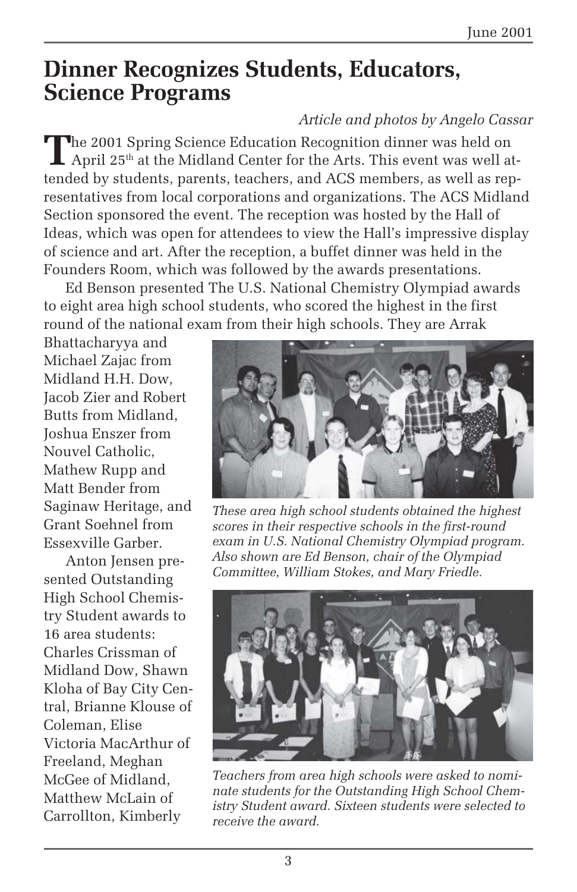# Dinner Recognizes Students, Educators, Science Programs

*Article and photos by Angelo Cassar*

The 2001 Spring Science Education Recognition dinner was held on April 25th at the Midland Center for the Arts. This event was well attended by students, parents, teachers, and ACS members, as well as representatives from local corporations and organizations. The ACS Midland Section sponsored the event. The reception was hosted by the Hall of Ideas, which was open for attendees to view the Hall's impressive display of science and art. After the reception, a buffet dinner was held in the Founders Room, which was followed by the awards presentations.

Ed Benson presented The U.S. National Chemistry Olympiad awards to eight area high school students, who scored the highest in the first round of the national exam from their high schools. They are Arrak Bhattacharyya and Michael Zajac from Midland H.H. Dow, Jacob Zier and Robert Butts from Midland, Joshua Enszer from Nouvel Catholic, Mathew Rupp and Matt Bender from Saginaw Heritage, and Grant Soehnel from Essexville Garber.

*These area high school students obtained the highest scores in their respective schools in the first-round exam in U.S. National Chemistry Olympiad program. Also shown are Ed Benson, chair of the Olympiad Committee, William Stokes, and Mary Friedle.*

Anton Jensen presented Outstanding High School Chemistry Student awards to 16 area students: Charles Crissman of Midland Dow, Shawn Kloha of Bay City Central, Brianne Klouse of Coleman, Elise Victoria MacArthur of Freeland, Meghan McGee of Midland, Matthew McLain of Carrollton, Kimberly

*Teachers from area high schools were asked to nominate students for the Outstanding High School Chemistry Student award. Sixteen students were selected to receive the award.*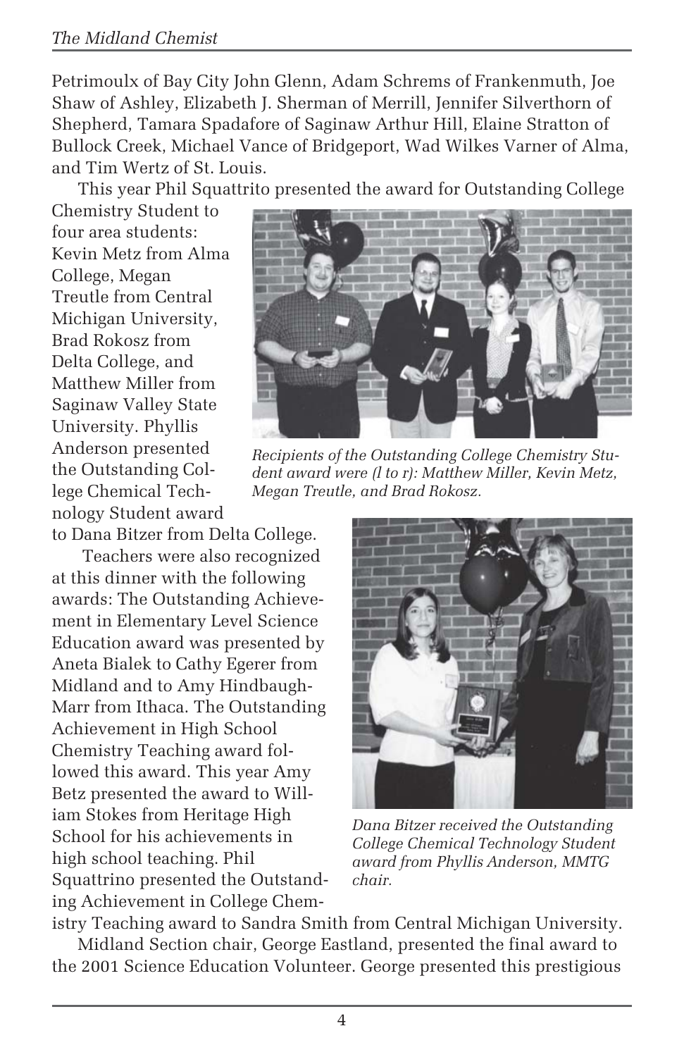Petrimoulx of Bay City John Glenn, Adam Schrems of Frankenmuth, Joe Shaw of Ashley, Elizabeth J. Sherman of Merrill, Jennifer Silverthorn of Shepherd, Tamara Spadafore of Saginaw Arthur Hill, Elaine Stratton of Bullock Creek, Michael Vance of Bridgeport, Wad Wilkes Varner of Alma, and Tim Wertz of St. Louis.

This year Phil Squattrito presented the award for Outstanding College Chemistry Student to four area students: Kevin Metz from Alma College, Megan Treutle from Central Michigan University, Brad Rokosz from Delta College, and Matthew Miller from Saginaw Valley State University. Phyllis Anderson presented the Outstanding College Chemical Technology Student award to Dana Bitzer from Delta College.

*Recipients of the Outstanding College Chemistry Student award were (l to r): Matthew Miller, Kevin Metz, Megan Treutle, and Brad Rokosz.*

Teachers were also recognized at this dinner with the following awards: The Outstanding Achievement in Elementary Level Science Education award was presented by Aneta Bialek to Cathy Egerer from Midland and to Amy Hindbaugh-Marr from Ithaca. The Outstanding Achievement in High School Chemistry Teaching award followed this award. This year Amy Betz presented the award to William Stokes from Heritage High School for his achievements in high school teaching. Phil Squattrino presented the Outstanding Achievement in College Chemistry Teaching award to Sandra Smith from Central Michigan University.

*Dana Bitzer received the Outstanding College Chemical Technology Student award from Phyllis Anderson, MMTG chair.*

Midland Section chair, George Eastland, presented the final award to the 2001 Science Education Volunteer. George presented this prestigious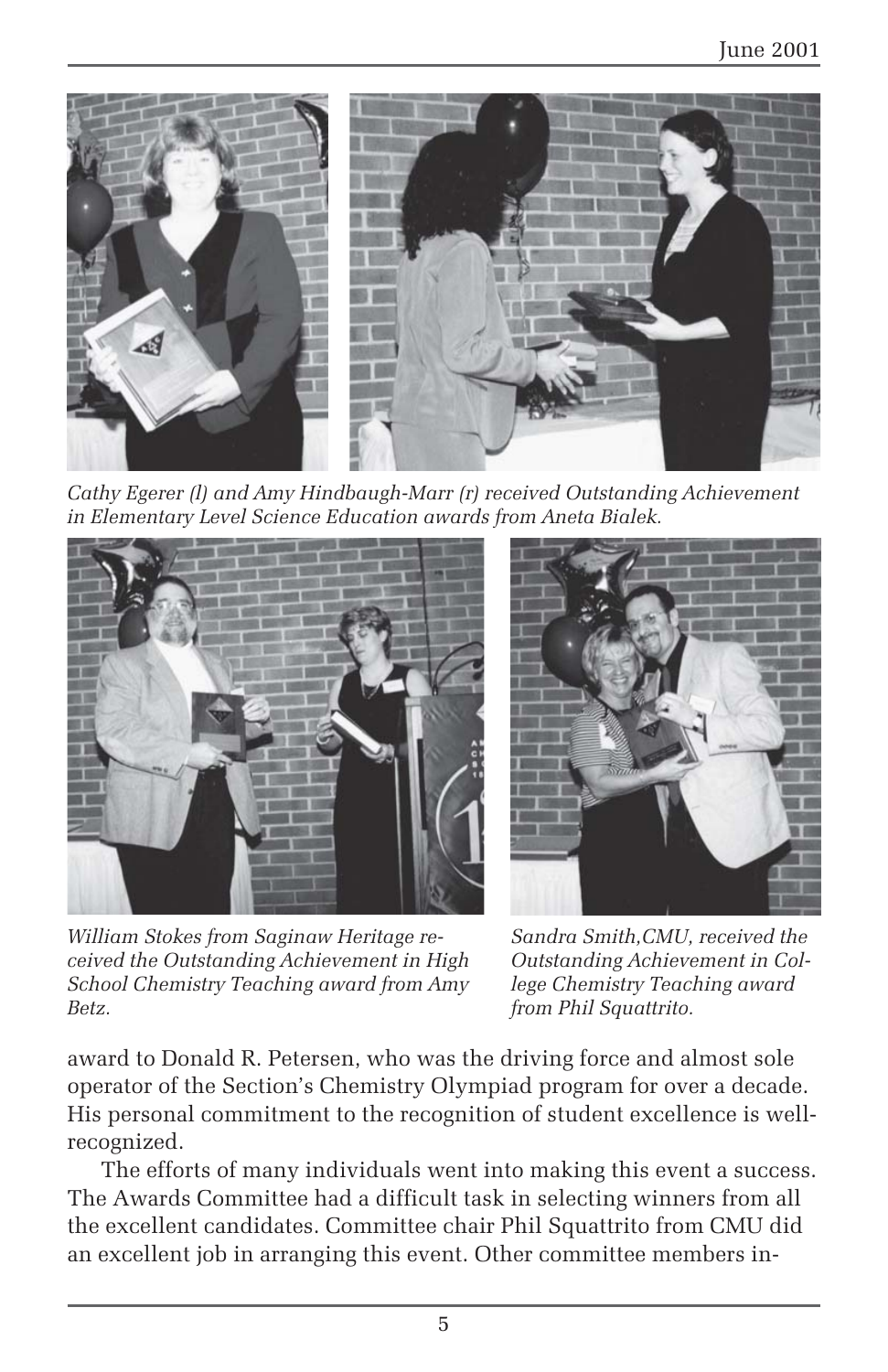*Cathy Egerer (l) and Amy Hindbaugh-Marr (r) received Outstanding Achievement in Elementary Level Science Education awards from Aneta Bialek.*

*William Stokes from Saginaw Heritage received the Outstanding Achievement in High School Chemistry Teaching award from Amy Betz.*

*Sandra Smith,CMU, received the Outstanding Achievement in College Chemistry Teaching award from Phil Squattrito.*

award to Donald R. Petersen, who was the driving force and almost sole operator of the Section's Chemistry Olympiad program for over a decade. His personal commitment to the recognition of student excellence is well-recognized.

The efforts of many individuals went into making this event a success. The Awards Committee had a difficult task in selecting winners from all the excellent candidates. Committee chair Phil Squattrito from CMU did an excellent job in arranging this event. Other committee members in-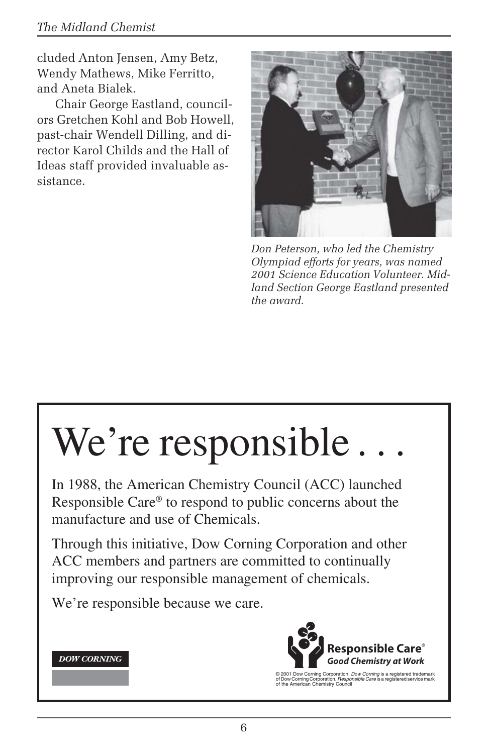cluded Anton Jensen, Amy Betz, Wendy Mathews, Mike Ferritto, and Aneta Bialek.

Chair George Eastland, councilors Gretchen Kohl and Bob Howell, past-chair Wendell Dilling, and director Karol Childs and the Hall of Ideas staff provided invaluable assistance.

*Don Peterson, who led the Chemistry Olympiad efforts for years, was named 2001 Science Education Volunteer. Midland Section George Eastland presented the award.*

# We're responsible . . .

In 1988, the American Chemistry Council (ACC) launched Responsible Care® to respond to public concerns about the manufacture and use of Chemicals.

Through this initiative, Dow Corning Corporation and other ACC members and partners are committed to continually improving our responsible management of chemicals.

We're responsible because we care.

DOW CORNING

**Responsible Care®**
***Good Chemistry at Work***

© 2001 Dow Corning Corporation. *Dow Corning* is a registered trademark of Dow Corning Corporation. *Responsible Care* is a registered service mark of the American Chemistry Council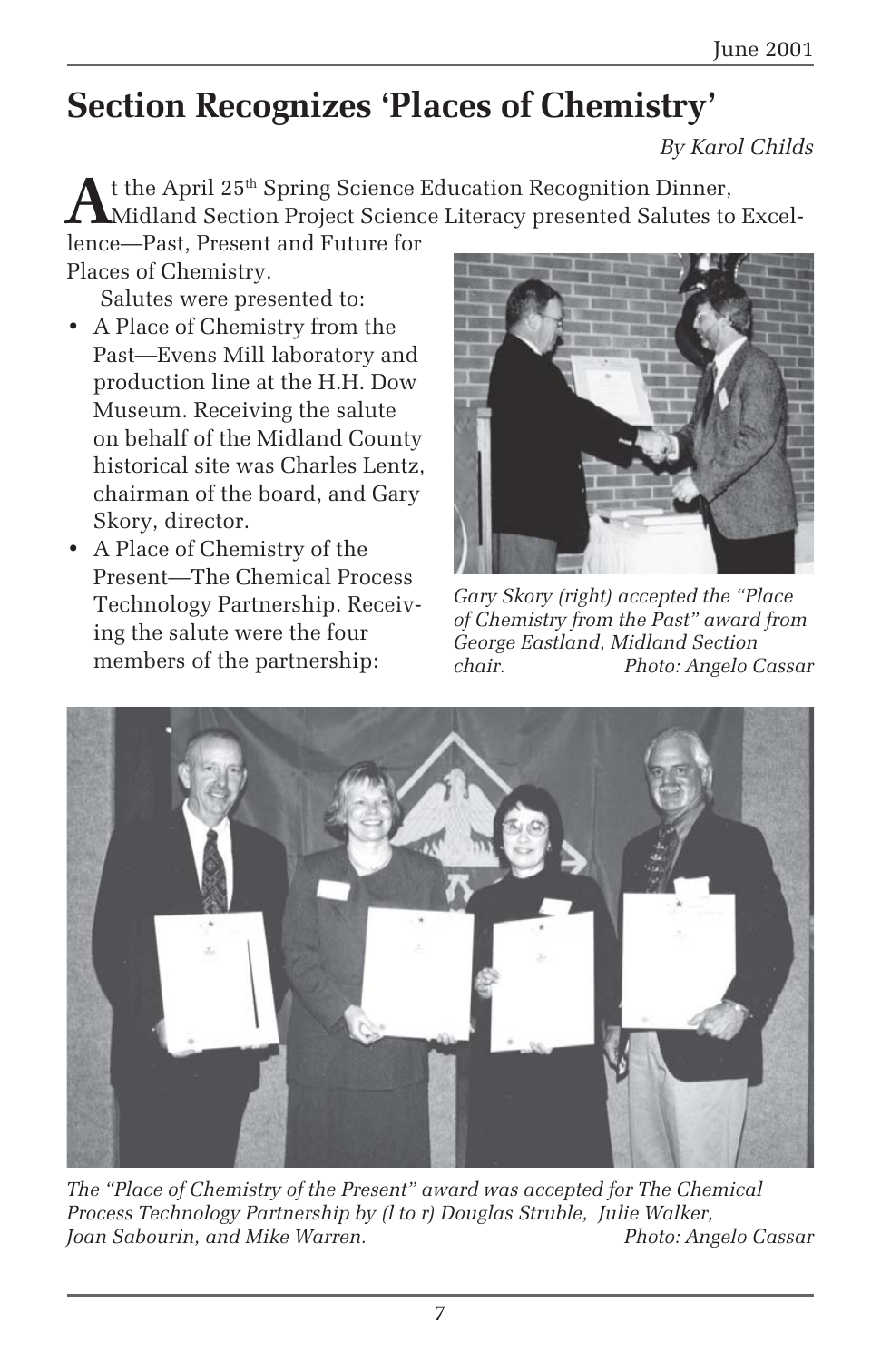# Section Recognizes 'Places of Chemistry'

*By Karol Childs*

At the April 25th Spring Science Education Recognition Dinner, Midland Section Project Science Literacy presented Salutes to Excellence—Past, Present and Future for Places of Chemistry.

Salutes were presented to:

- A Place of Chemistry from the Past—Evens Mill laboratory and production line at the H.H. Dow Museum. Receiving the salute on behalf of the Midland County historical site was Charles Lentz, chairman of the board, and Gary Skory, director.
- A Place of Chemistry of the Present—The Chemical Process Technology Partnership. Receiving the salute were the four members of the partnership:

*Gary Skory (right) accepted the "Place of Chemistry from the Past" award from George Eastland, Midland Section chair. Photo: Angelo Cassar*

*The "Place of Chemistry of the Present" award was accepted for The Chemical Process Technology Partnership by (l to r) Douglas Struble, Julie Walker, Joan Sabourin, and Mike Warren. Photo: Angelo Cassar*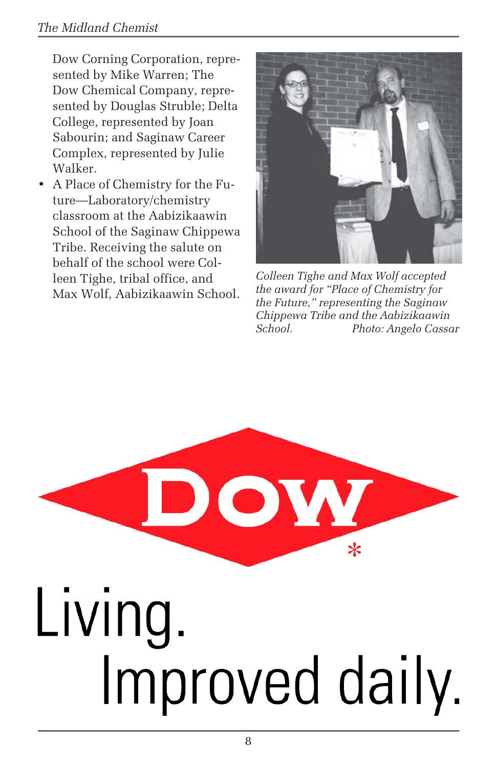Dow Corning Corporation, represented by Mike Warren; The Dow Chemical Company, represented by Douglas Struble; Delta College, represented by Joan Sabourin; and Saginaw Career Complex, represented by Julie Walker.

- A Place of Chemistry for the Future—Laboratory/chemistry classroom at the Aabizikaawin School of the Saginaw Chippewa Tribe. Receiving the salute on behalf of the school were Colleen Tighe, tribal office, and Max Wolf, Aabizikaawin School.

*Colleen Tighe and Max Wolf accepted the award for "Place of Chemistry for the Future," representing the Saginaw Chippewa Tribe and the Aabizikaawin School.* *Photo: Angelo Cassar*

DOW*

Living.
Improved daily.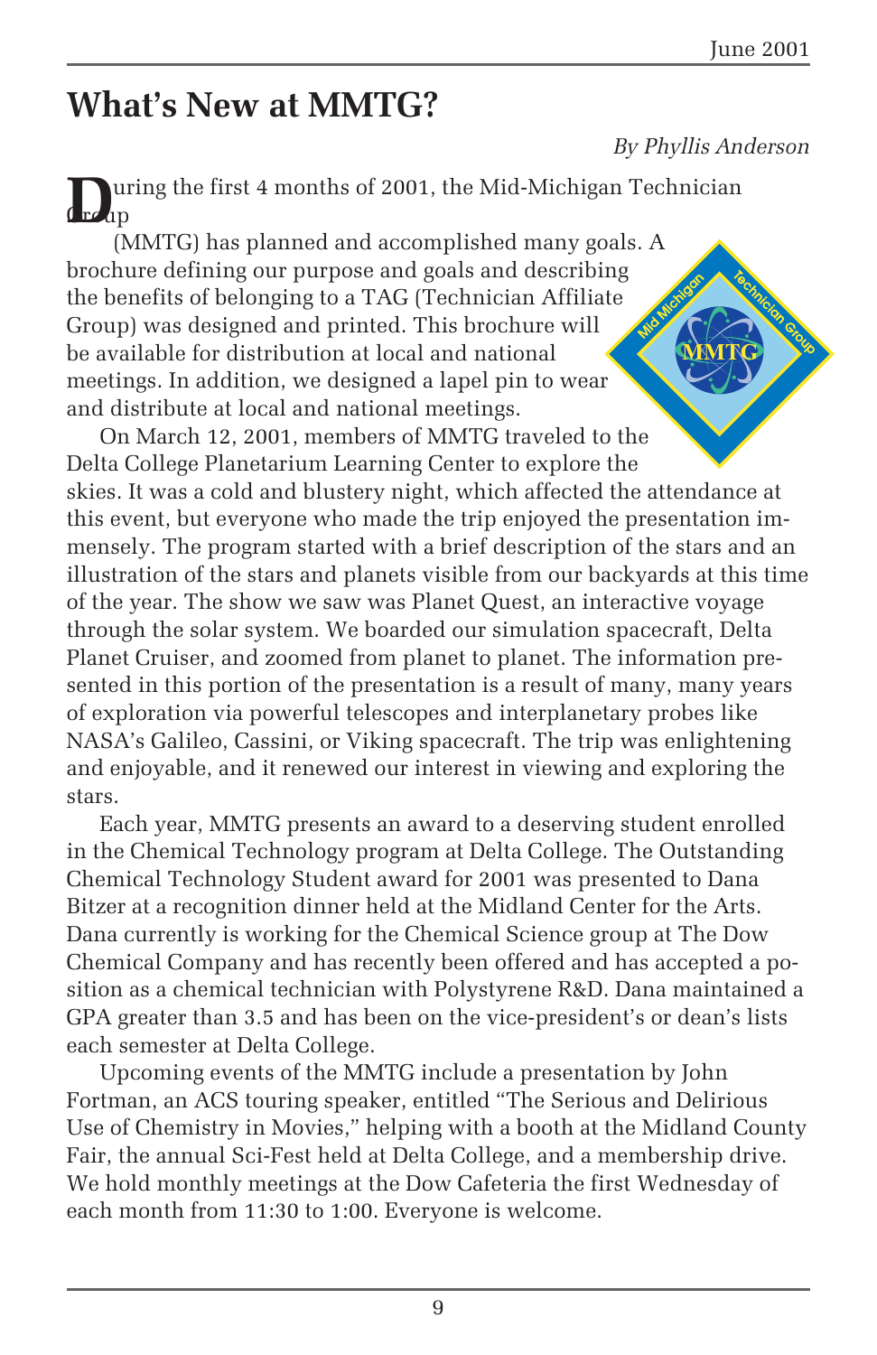# What's New at MMTG?

*By Phyllis Anderson*

During the first 4 months of 2001, the Mid-Michigan Technician Group (MMTG) has planned and accomplished many goals. A brochure defining our purpose and goals and describing the benefits of belonging to a TAG (Technician Affiliate Group) was designed and printed. This brochure will be available for distribution at local and national meetings. In addition, we designed a lapel pin to wear and distribute at local and national meetings.

On March 12, 2001, members of MMTG traveled to the Delta College Planetarium Learning Center to explore the skies. It was a cold and blustery night, which affected the attendance at this event, but everyone who made the trip enjoyed the presentation immensely. The program started with a brief description of the stars and an illustration of the stars and planets visible from our backyards at this time of the year. The show we saw was Planet Quest, an interactive voyage through the solar system. We boarded our simulation spacecraft, Delta Planet Cruiser, and zoomed from planet to planet. The information presented in this portion of the presentation is a result of many, many years of exploration via powerful telescopes and interplanetary probes like NASA's Galileo, Cassini, or Viking spacecraft. The trip was enlightening and enjoyable, and it renewed our interest in viewing and exploring the stars.

Each year, MMTG presents an award to a deserving student enrolled in the Chemical Technology program at Delta College. The Outstanding Chemical Technology Student award for 2001 was presented to Dana Bitzer at a recognition dinner held at the Midland Center for the Arts. Dana currently is working for the Chemical Science group at The Dow Chemical Company and has recently been offered and has accepted a position as a chemical technician with Polystyrene R&D. Dana maintained a GPA greater than 3.5 and has been on the vice-president's or dean's lists each semester at Delta College.

Upcoming events of the MMTG include a presentation by John Fortman, an ACS touring speaker, entitled "The Serious and Delirious Use of Chemistry in Movies," helping with a booth at the Midland County Fair, the annual Sci-Fest held at Delta College, and a membership drive. We hold monthly meetings at the Dow Cafeteria the first Wednesday of each month from 11:30 to 1:00. Everyone is welcome.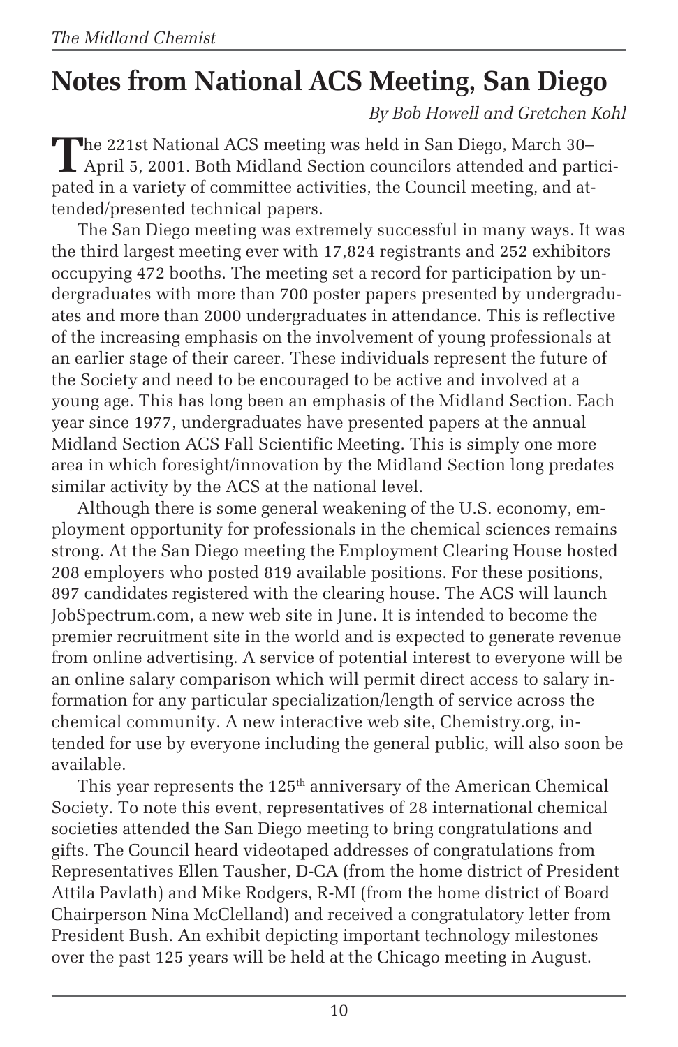# Notes from National ACS Meeting, San Diego

*By Bob Howell and Gretchen Kohl*

The 221st National ACS meeting was held in San Diego, March 30–April 5, 2001. Both Midland Section councilors attended and participated in a variety of committee activities, the Council meeting, and attended/presented technical papers.

The San Diego meeting was extremely successful in many ways. It was the third largest meeting ever with 17,824 registrants and 252 exhibitors occupying 472 booths. The meeting set a record for participation by undergraduates with more than 700 poster papers presented by undergraduates and more than 2000 undergraduates in attendance. This is reflective of the increasing emphasis on the involvement of young professionals at an earlier stage of their career. These individuals represent the future of the Society and need to be encouraged to be active and involved at a young age. This has long been an emphasis of the Midland Section. Each year since 1977, undergraduates have presented papers at the annual Midland Section ACS Fall Scientific Meeting. This is simply one more area in which foresight/innovation by the Midland Section long predates similar activity by the ACS at the national level.

Although there is some general weakening of the U.S. economy, employment opportunity for professionals in the chemical sciences remains strong. At the San Diego meeting the Employment Clearing House hosted 208 employers who posted 819 available positions. For these positions, 897 candidates registered with the clearing house. The ACS will launch JobSpectrum.com, a new web site in June. It is intended to become the premier recruitment site in the world and is expected to generate revenue from online advertising. A service of potential interest to everyone will be an online salary comparison which will permit direct access to salary information for any particular specialization/length of service across the chemical community. A new interactive web site, Chemistry.org, intended for use by everyone including the general public, will also soon be available.

This year represents the 125th anniversary of the American Chemical Society. To note this event, representatives of 28 international chemical societies attended the San Diego meeting to bring congratulations and gifts. The Council heard videotaped addresses of congratulations from Representatives Ellen Tausher, D-CA (from the home district of President Attila Pavlath) and Mike Rodgers, R-MI (from the home district of Board Chairperson Nina McClelland) and received a congratulatory letter from President Bush. An exhibit depicting important technology milestones over the past 125 years will be held at the Chicago meeting in August.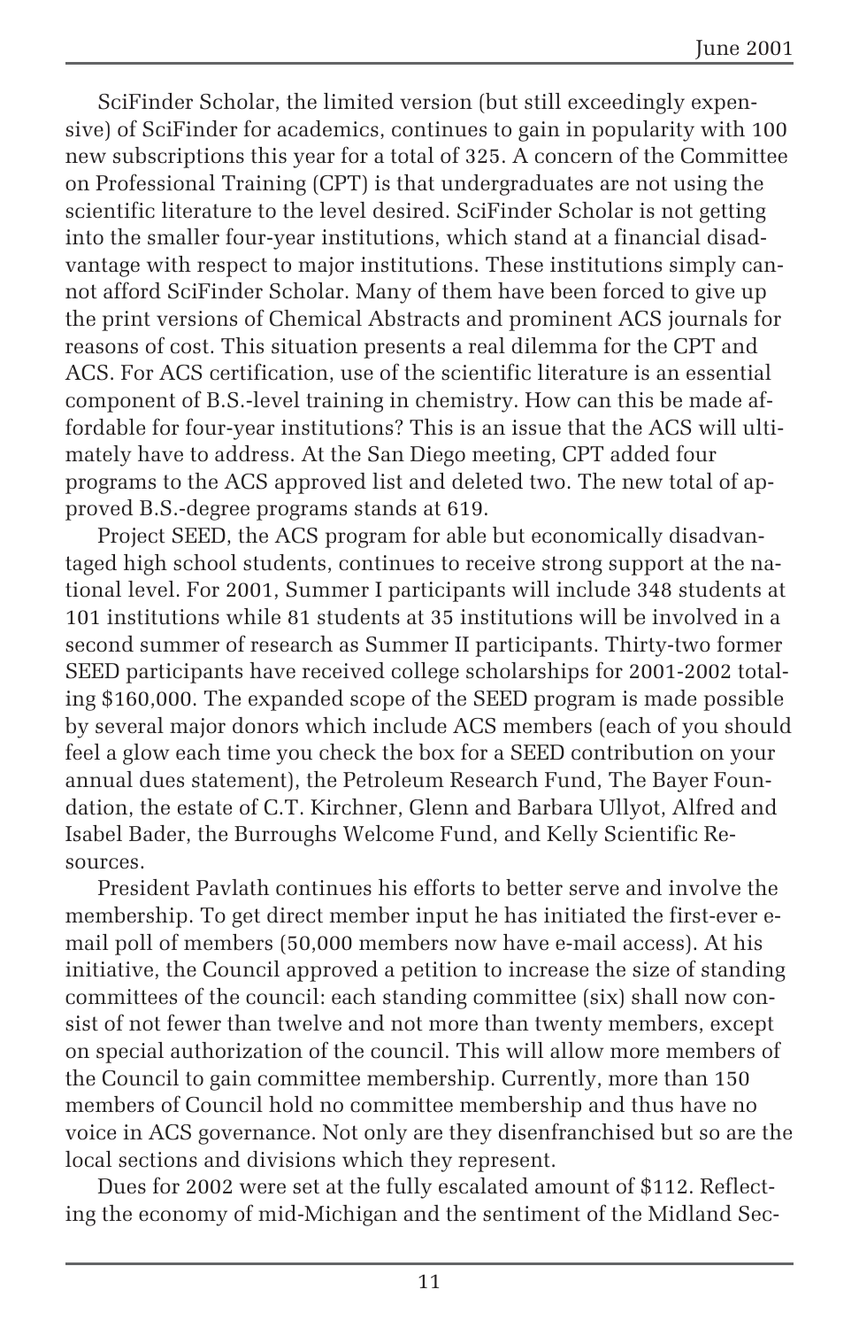SciFinder Scholar, the limited version (but still exceedingly expensive) of SciFinder for academics, continues to gain in popularity with 100 new subscriptions this year for a total of 325. A concern of the Committee on Professional Training (CPT) is that undergraduates are not using the scientific literature to the level desired. SciFinder Scholar is not getting into the smaller four-year institutions, which stand at a financial disadvantage with respect to major institutions. These institutions simply cannot afford SciFinder Scholar. Many of them have been forced to give up the print versions of Chemical Abstracts and prominent ACS journals for reasons of cost. This situation presents a real dilemma for the CPT and ACS. For ACS certification, use of the scientific literature is an essential component of B.S.-level training in chemistry. How can this be made affordable for four-year institutions? This is an issue that the ACS will ultimately have to address. At the San Diego meeting, CPT added four programs to the ACS approved list and deleted two. The new total of approved B.S.-degree programs stands at 619.

Project SEED, the ACS program for able but economically disadvantaged high school students, continues to receive strong support at the national level. For 2001, Summer I participants will include 348 students at 101 institutions while 81 students at 35 institutions will be involved in a second summer of research as Summer II participants. Thirty-two former SEED participants have received college scholarships for 2001-2002 totaling $160,000. The expanded scope of the SEED program is made possible by several major donors which include ACS members (each of you should feel a glow each time you check the box for a SEED contribution on your annual dues statement), the Petroleum Research Fund, The Bayer Foundation, the estate of C.T. Kirchner, Glenn and Barbara Ullyot, Alfred and Isabel Bader, the Burroughs Welcome Fund, and Kelly Scientific Resources.

President Pavlath continues his efforts to better serve and involve the membership. To get direct member input he has initiated the first-ever e-mail poll of members (50,000 members now have e-mail access). At his initiative, the Council approved a petition to increase the size of standing committees of the council: each standing committee (six) shall now consist of not fewer than twelve and not more than twenty members, except on special authorization of the council. This will allow more members of the Council to gain committee membership. Currently, more than 150 members of Council hold no committee membership and thus have no voice in ACS governance. Not only are they disenfranchised but so are the local sections and divisions which they represent.

Dues for 2002 were set at the fully escalated amount of $112. Reflecting the economy of mid-Michigan and the sentiment of the Midland Sec-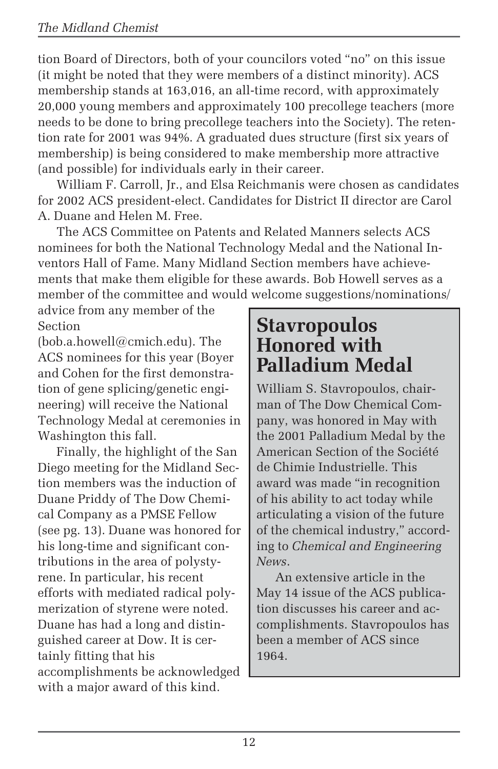tion Board of Directors, both of your councilors voted "no" on this issue (it might be noted that they were members of a distinct minority). ACS membership stands at 163,016, an all-time record, with approximately 20,000 young members and approximately 100 precollege teachers (more needs to be done to bring precollege teachers into the Society). The retention rate for 2001 was 94%. A graduated dues structure (first six years of membership) is being considered to make membership more attractive (and possible) for individuals early in their career.

William F. Carroll, Jr., and Elsa Reichmanis were chosen as candidates for 2002 ACS president-elect. Candidates for District II director are Carol A. Duane and Helen M. Free.

The ACS Committee on Patents and Related Manners selects ACS nominees for both the National Technology Medal and the National Inventors Hall of Fame. Many Midland Section members have achievements that make them eligible for these awards. Bob Howell serves as a member of the committee and would welcome suggestions/nominations/advice from any member of the Section (bob.a.howell@cmich.edu). The ACS nominees for this year (Boyer and Cohen for the first demonstration of gene splicing/genetic engineering) will receive the National Technology Medal at ceremonies in Washington this fall.

Finally, the highlight of the San Diego meeting for the Midland Section members was the induction of Duane Priddy of The Dow Chemical Company as a PMSE Fellow (see pg. 13). Duane was honored for his long-time and significant contributions in the area of polystyrene. In particular, his recent efforts with mediated radical polymerization of styrene were noted. Duane has had a long and distinguished career at Dow. It is certainly fitting that his accomplishments be acknowledged with a major award of this kind.

## Stavropoulos Honored with Palladium Medal

William S. Stavropoulos, chairman of The Dow Chemical Company, was honored in May with the 2001 Palladium Medal by the American Section of the Société de Chimie Industrielle. This award was made "in recognition of his ability to act today while articulating a vision of the future of the chemical industry," according to *Chemical and Engineering News*.

An extensive article in the May 14 issue of the ACS publication discusses his career and accomplishments. Stavropoulos has been a member of ACS since 1964.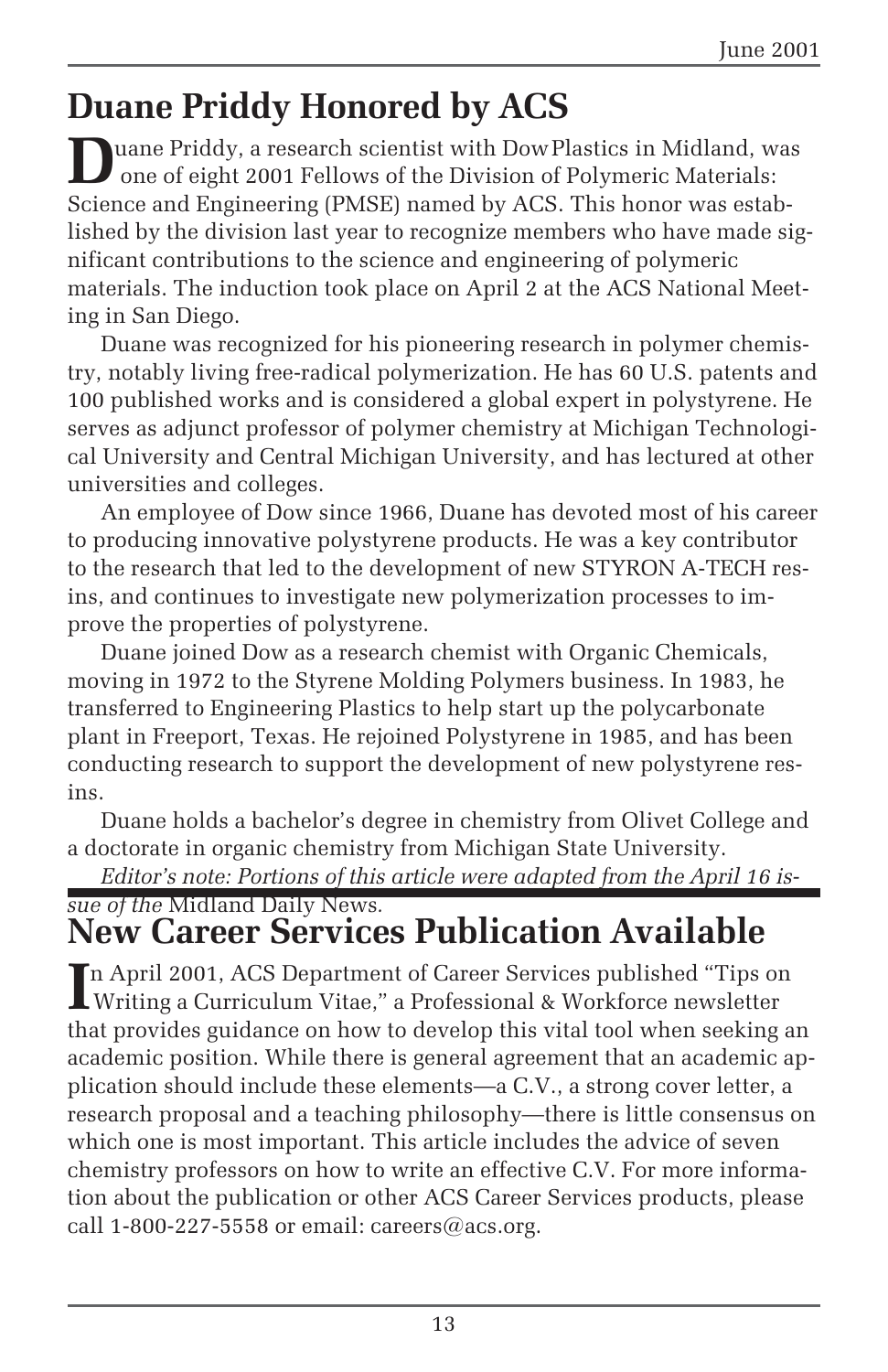# Duane Priddy Honored by ACS

Duane Priddy, a research scientist with Dow Plastics in Midland, was one of eight 2001 Fellows of the Division of Polymeric Materials: Science and Engineering (PMSE) named by ACS. This honor was established by the division last year to recognize members who have made significant contributions to the science and engineering of polymeric materials. The induction took place on April 2 at the ACS National Meeting in San Diego.

Duane was recognized for his pioneering research in polymer chemistry, notably living free-radical polymerization. He has 60 U.S. patents and 100 published works and is considered a global expert in polystyrene. He serves as adjunct professor of polymer chemistry at Michigan Technological University and Central Michigan University, and has lectured at other universities and colleges.

An employee of Dow since 1966, Duane has devoted most of his career to producing innovative polystyrene products. He was a key contributor to the research that led to the development of new STYRON A-TECH resins, and continues to investigate new polymerization processes to improve the properties of polystyrene.

Duane joined Dow as a research chemist with Organic Chemicals, moving in 1972 to the Styrene Molding Polymers business. In 1983, he transferred to Engineering Plastics to help start up the polycarbonate plant in Freeport, Texas. He rejoined Polystyrene in 1985, and has been conducting research to support the development of new polystyrene resins.

Duane holds a bachelor's degree in chemistry from Olivet College and a doctorate in organic chemistry from Michigan State University.

*Editor's note: Portions of this article were adapted from the April 16 issue of the* Midland Daily News.

# New Career Services Publication Available

In April 2001, ACS Department of Career Services published "Tips on Writing a Curriculum Vitae," a Professional & Workforce newsletter that provides guidance on how to develop this vital tool when seeking an academic position. While there is general agreement that an academic application should include these elements—a C.V., a strong cover letter, a research proposal and a teaching philosophy—there is little consensus on which one is most important. This article includes the advice of seven chemistry professors on how to write an effective C.V. For more information about the publication or other ACS Career Services products, please call 1-800-227-5558 or email: careers@acs.org.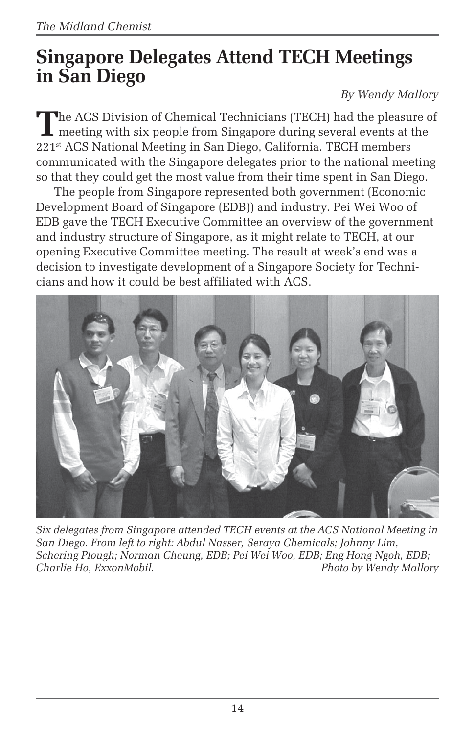# Singapore Delegates Attend TECH Meetings in San Diego

*By Wendy Mallory*

The ACS Division of Chemical Technicians (TECH) had the pleasure of meeting with six people from Singapore during several events at the 221st ACS National Meeting in San Diego, California. TECH members communicated with the Singapore delegates prior to the national meeting so that they could get the most value from their time spent in San Diego.

The people from Singapore represented both government (Economic Development Board of Singapore (EDB)) and industry. Pei Wei Woo of EDB gave the TECH Executive Committee an overview of the government and industry structure of Singapore, as it might relate to TECH, at our opening Executive Committee meeting. The result at week's end was a decision to investigate development of a Singapore Society for Technicians and how it could be best affiliated with ACS.

*Six delegates from Singapore attended TECH events at the ACS National Meeting in San Diego. From left to right: Abdul Nasser, Seraya Chemicals; Johnny Lim, Schering Plough; Norman Cheung, EDB; Pei Wei Woo, EDB; Eng Hong Ngoh, EDB; Charlie Ho, ExxonMobil.* *Photo by Wendy Mallory*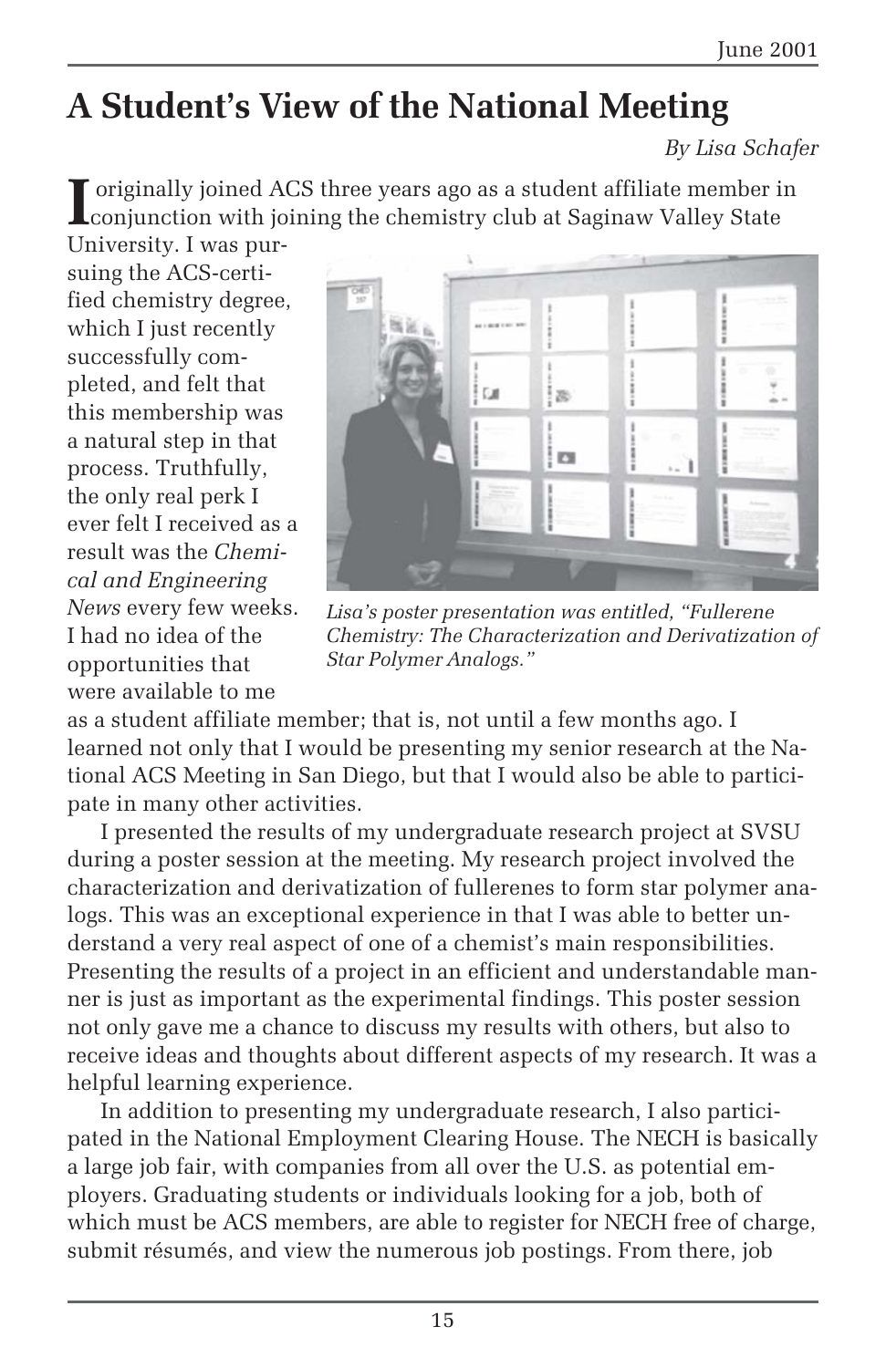# A Student's View of the National Meeting

*By Lisa Schafer*

I originally joined ACS three years ago as a student affiliate member in conjunction with joining the chemistry club at Saginaw Valley State University. I was pursuing the ACS-certified chemistry degree, which I just recently successfully completed, and felt that this membership was a natural step in that process. Truthfully, the only real perk I ever felt I received as a result was the *Chemical and Engineering News* every few weeks. I had no idea of the opportunities that were available to me as a student affiliate member; that is, not until a few months ago. I learned not only that I would be presenting my senior research at the National ACS Meeting in San Diego, but that I would also be able to participate in many other activities.

*Lisa's poster presentation was entitled, "Fullerene Chemistry: The Characterization and Derivatization of Star Polymer Analogs."*

I presented the results of my undergraduate research project at SVSU during a poster session at the meeting. My research project involved the characterization and derivatization of fullerenes to form star polymer analogs. This was an exceptional experience in that I was able to better understand a very real aspect of one of a chemist's main responsibilities. Presenting the results of a project in an efficient and understandable manner is just as important as the experimental findings. This poster session not only gave me a chance to discuss my results with others, but also to receive ideas and thoughts about different aspects of my research. It was a helpful learning experience.

In addition to presenting my undergraduate research, I also participated in the National Employment Clearing House. The NECH is basically a large job fair, with companies from all over the U.S. as potential employers. Graduating students or individuals looking for a job, both of which must be ACS members, are able to register for NECH free of charge, submit résumés, and view the numerous job postings. From there, job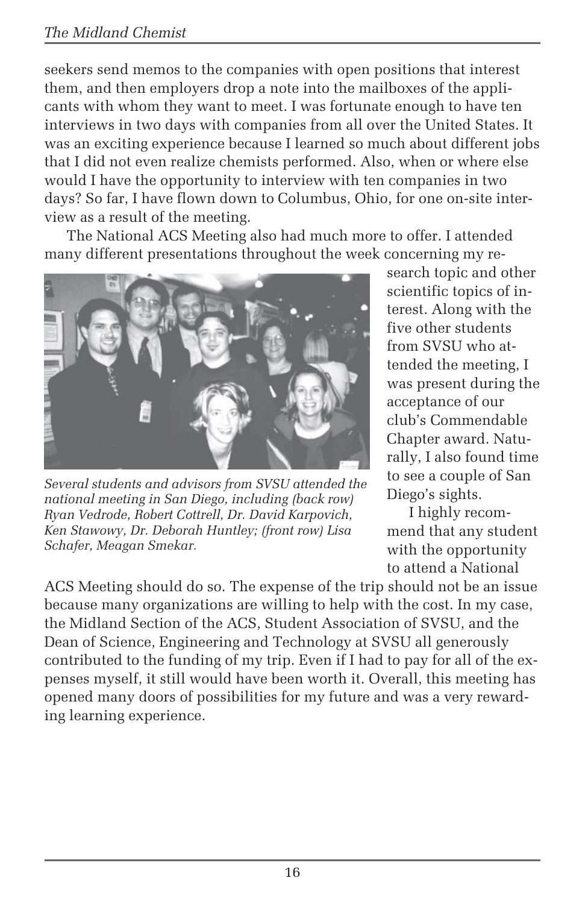seekers send memos to the companies with open positions that interest them, and then employers drop a note into the mailboxes of the applicants with whom they want to meet. I was fortunate enough to have ten interviews in two days with companies from all over the United States. It was an exciting experience because I learned so much about different jobs that I did not even realize chemists performed. Also, when or where else would I have the opportunity to interview with ten companies in two days? So far, I have flown down to Columbus, Ohio, for one on-site interview as a result of the meeting.

The National ACS Meeting also had much more to offer. I attended many different presentations throughout the week concerning my research topic and other scientific topics of interest. Along with the five other students from SVSU who attended the meeting, I was present during the acceptance of our club's Commendable Chapter award. Naturally, I also found time to see a couple of San Diego's sights.

*Several students and advisors from SVSU attended the national meeting in San Diego, including (back row) Ryan Vedrode, Robert Cottrell, Dr. David Karpovich, Ken Stawowy, Dr. Deborah Huntley; (front row) Lisa Schafer, Meagan Smekar.*

I highly recommend that any student with the opportunity to attend a National ACS Meeting should do so. The expense of the trip should not be an issue because many organizations are willing to help with the cost. In my case, the Midland Section of the ACS, Student Association of SVSU, and the Dean of Science, Engineering and Technology at SVSU all generously contributed to the funding of my trip. Even if I had to pay for all of the expenses myself, it still would have been worth it. Overall, this meeting has opened many doors of possibilities for my future and was a very rewarding learning experience.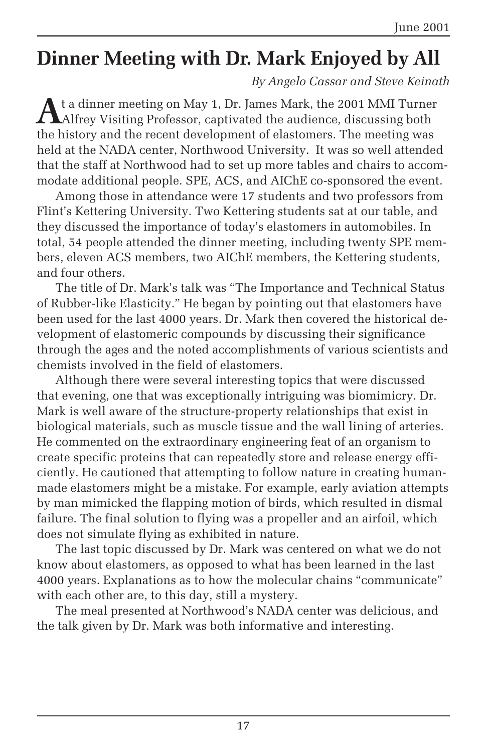# Dinner Meeting with Dr. Mark Enjoyed by All

*By Angelo Cassar and Steve Keinath*

At a dinner meeting on May 1, Dr. James Mark, the 2001 MMI Turner Alfrey Visiting Professor, captivated the audience, discussing both the history and the recent development of elastomers. The meeting was held at the NADA center, Northwood University. It was so well attended that the staff at Northwood had to set up more tables and chairs to accommodate additional people. SPE, ACS, and AIChE co-sponsored the event.

Among those in attendance were 17 students and two professors from Flint's Kettering University. Two Kettering students sat at our table, and they discussed the importance of today's elastomers in automobiles. In total, 54 people attended the dinner meeting, including twenty SPE members, eleven ACS members, two AIChE members, the Kettering students, and four others.

The title of Dr. Mark's talk was "The Importance and Technical Status of Rubber-like Elasticity." He began by pointing out that elastomers have been used for the last 4000 years. Dr. Mark then covered the historical development of elastomeric compounds by discussing their significance through the ages and the noted accomplishments of various scientists and chemists involved in the field of elastomers.

Although there were several interesting topics that were discussed that evening, one that was exceptionally intriguing was biomimicry. Dr. Mark is well aware of the structure-property relationships that exist in biological materials, such as muscle tissue and the wall lining of arteries. He commented on the extraordinary engineering feat of an organism to create specific proteins that can repeatedly store and release energy efficiently. He cautioned that attempting to follow nature in creating human-made elastomers might be a mistake. For example, early aviation attempts by man mimicked the flapping motion of birds, which resulted in dismal failure. The final solution to flying was a propeller and an airfoil, which does not simulate flying as exhibited in nature.

The last topic discussed by Dr. Mark was centered on what we do not know about elastomers, as opposed to what has been learned in the last 4000 years. Explanations as to how the molecular chains "communicate" with each other are, to this day, still a mystery.

The meal presented at Northwood's NADA center was delicious, and the talk given by Dr. Mark was both informative and interesting.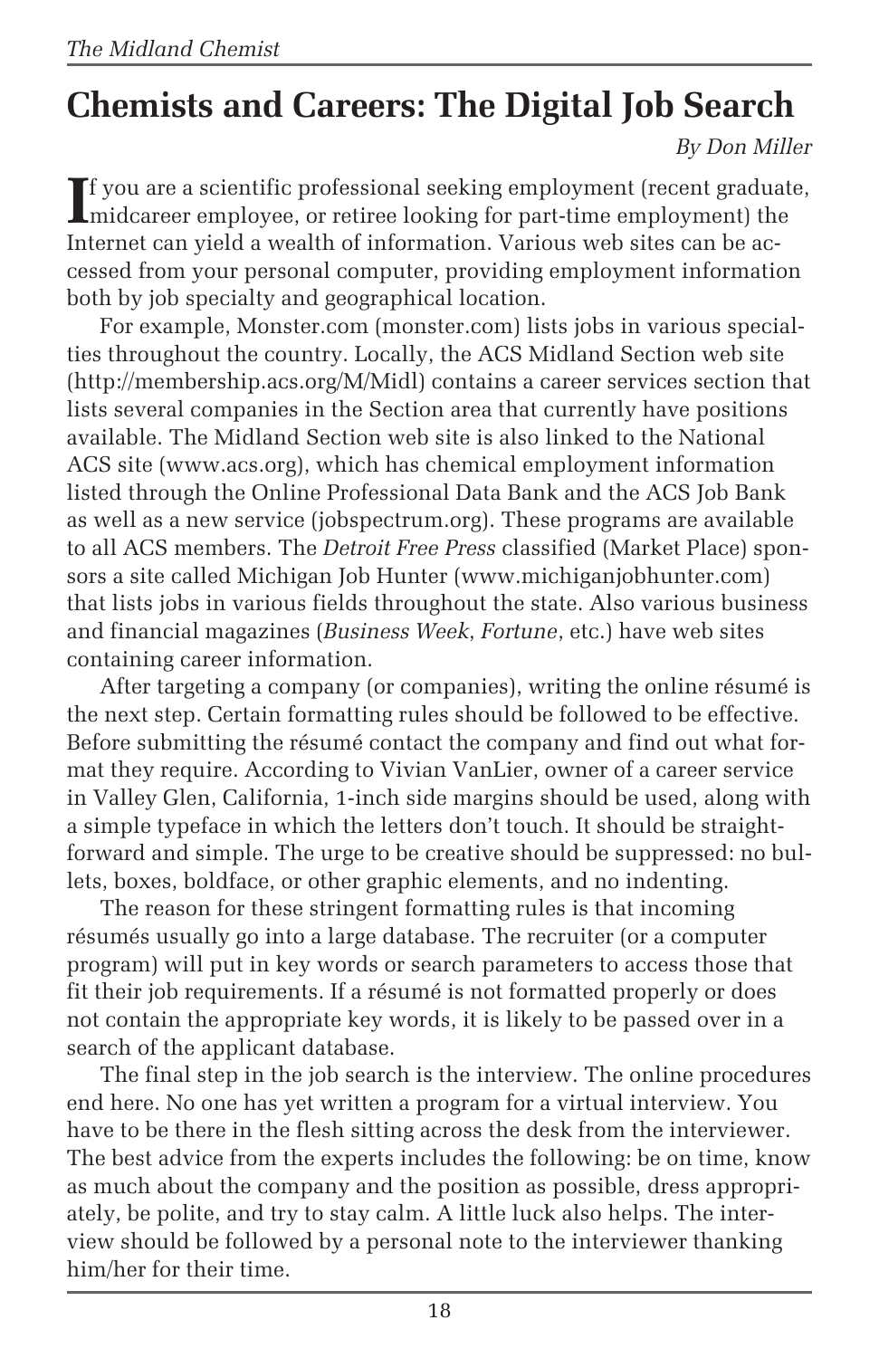# Chemists and Careers: The Digital Job Search

*By Don Miller*

If you are a scientific professional seeking employment (recent graduate, midcareer employee, or retiree looking for part-time employment) the Internet can yield a wealth of information. Various web sites can be accessed from your personal computer, providing employment information both by job specialty and geographical location.

For example, Monster.com (monster.com) lists jobs in various specialties throughout the country. Locally, the ACS Midland Section web site (http://membership.acs.org/M/Midl) contains a career services section that lists several companies in the Section area that currently have positions available. The Midland Section web site is also linked to the National ACS site (www.acs.org), which has chemical employment information listed through the Online Professional Data Bank and the ACS Job Bank as well as a new service (jobspectrum.org). These programs are available to all ACS members. The *Detroit Free Press* classified (Market Place) sponsors a site called Michigan Job Hunter (www.michiganjobhunter.com) that lists jobs in various fields throughout the state. Also various business and financial magazines (*Business Week*, *Fortune*, etc.) have web sites containing career information.

After targeting a company (or companies), writing the online résumé is the next step. Certain formatting rules should be followed to be effective. Before submitting the résumé contact the company and find out what format they require. According to Vivian VanLier, owner of a career service in Valley Glen, California, 1-inch side margins should be used, along with a simple typeface in which the letters don't touch. It should be straightforward and simple. The urge to be creative should be suppressed: no bullets, boxes, boldface, or other graphic elements, and no indenting.

The reason for these stringent formatting rules is that incoming résumés usually go into a large database. The recruiter (or a computer program) will put in key words or search parameters to access those that fit their job requirements. If a résumé is not formatted properly or does not contain the appropriate key words, it is likely to be passed over in a search of the applicant database.

The final step in the job search is the interview. The online procedures end here. No one has yet written a program for a virtual interview. You have to be there in the flesh sitting across the desk from the interviewer. The best advice from the experts includes the following: be on time, know as much about the company and the position as possible, dress appropriately, be polite, and try to stay calm. A little luck also helps. The interview should be followed by a personal note to the interviewer thanking him/her for their time.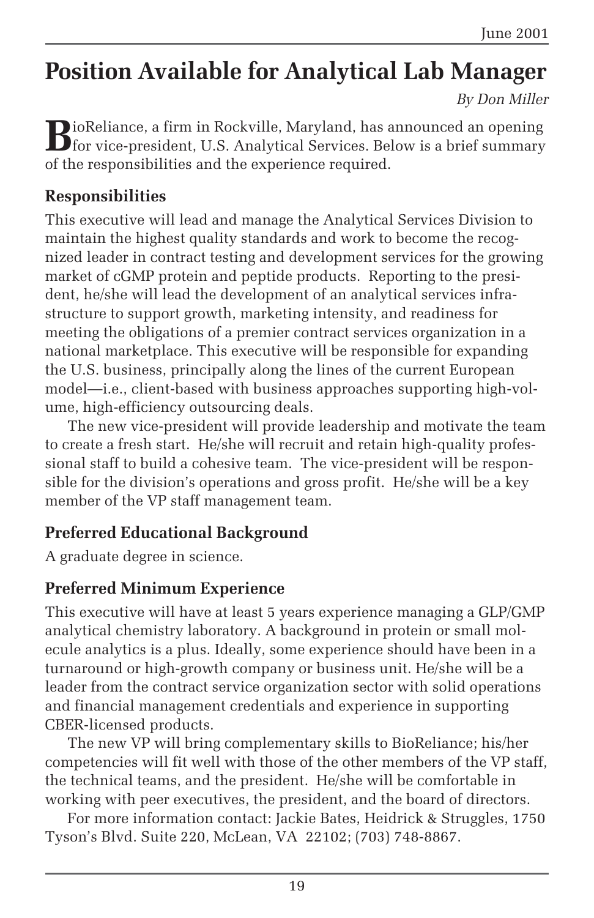# Position Available for Analytical Lab Manager

*By Don Miller*

BioReliance, a firm in Rockville, Maryland, has announced an opening for vice-president, U.S. Analytical Services. Below is a brief summary of the responsibilities and the experience required.

## Responsibilities

This executive will lead and manage the Analytical Services Division to maintain the highest quality standards and work to become the recognized leader in contract testing and development services for the growing market of cGMP protein and peptide products. Reporting to the president, he/she will lead the development of an analytical services infrastructure to support growth, marketing intensity, and readiness for meeting the obligations of a premier contract services organization in a national marketplace. This executive will be responsible for expanding the U.S. business, principally along the lines of the current European model—i.e., client-based with business approaches supporting high-volume, high-efficiency outsourcing deals.

The new vice-president will provide leadership and motivate the team to create a fresh start. He/she will recruit and retain high-quality professional staff to build a cohesive team. The vice-president will be responsible for the division's operations and gross profit. He/she will be a key member of the VP staff management team.

## Preferred Educational Background

A graduate degree in science.

## Preferred Minimum Experience

This executive will have at least 5 years experience managing a GLP/GMP analytical chemistry laboratory. A background in protein or small molecule analytics is a plus. Ideally, some experience should have been in a turnaround or high-growth company or business unit. He/she will be a leader from the contract service organization sector with solid operations and financial management credentials and experience in supporting CBER-licensed products.

The new VP will bring complementary skills to BioReliance; his/her competencies will fit well with those of the other members of the VP staff, the technical teams, and the president. He/she will be comfortable in working with peer executives, the president, and the board of directors.

For more information contact: Jackie Bates, Heidrick & Struggles, 1750 Tyson's Blvd. Suite 220, McLean, VA 22102; (703) 748-8867.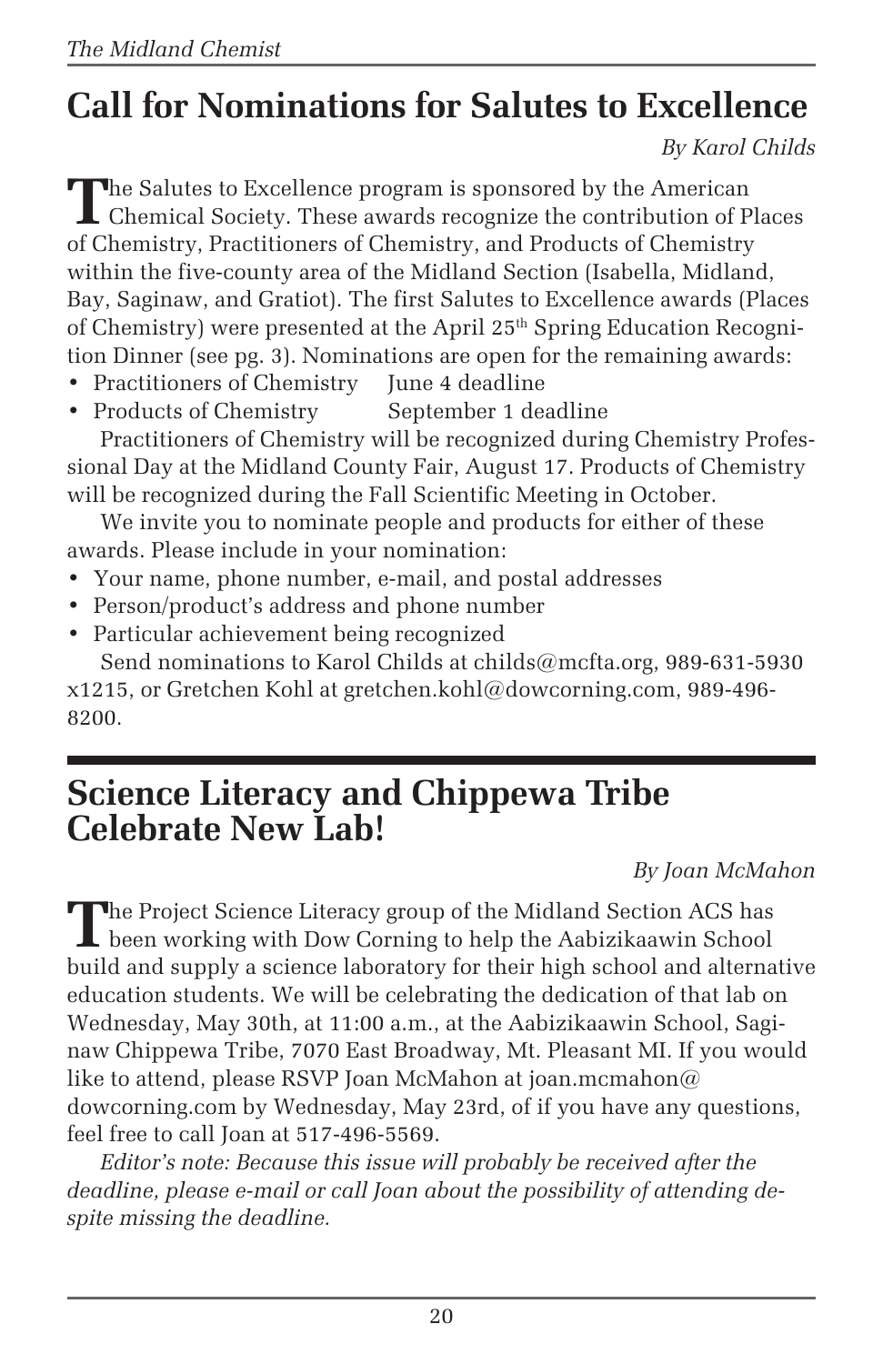# Call for Nominations for Salutes to Excellence

*By Karol Childs*

The Salutes to Excellence program is sponsored by the American Chemical Society. These awards recognize the contribution of Places of Chemistry, Practitioners of Chemistry, and Products of Chemistry within the five-county area of the Midland Section (Isabella, Midland, Bay, Saginaw, and Gratiot). The first Salutes to Excellence awards (Places of Chemistry) were presented at the April 25th Spring Education Recognition Dinner (see pg. 3). Nominations are open for the remaining awards:

- Practitioners of Chemistry June 4 deadline
- Products of Chemistry September 1 deadline

Practitioners of Chemistry will be recognized during Chemistry Professional Day at the Midland County Fair, August 17. Products of Chemistry will be recognized during the Fall Scientific Meeting in October.

We invite you to nominate people and products for either of these awards. Please include in your nomination:

- Your name, phone number, e-mail, and postal addresses
- Person/product's address and phone number
- Particular achievement being recognized

Send nominations to Karol Childs at childs@mcfta.org, 989-631-5930 x1215, or Gretchen Kohl at gretchen.kohl@dowcorning.com, 989-496-8200.

# Science Literacy and Chippewa Tribe Celebrate New Lab!

*By Joan McMahon*

The Project Science Literacy group of the Midland Section ACS has been working with Dow Corning to help the Aabizikaawin School build and supply a science laboratory for their high school and alternative education students. We will be celebrating the dedication of that lab on Wednesday, May 30th, at 11:00 a.m., at the Aabizikaawin School, Saginaw Chippewa Tribe, 7070 East Broadway, Mt. Pleasant MI. If you would like to attend, please RSVP Joan McMahon at joan.mcmahon@dowcorning.com by Wednesday, May 23rd, of if you have any questions, feel free to call Joan at 517-496-5569.

*Editor's note: Because this issue will probably be received after the deadline, please e-mail or call Joan about the possibility of attending despite missing the deadline.*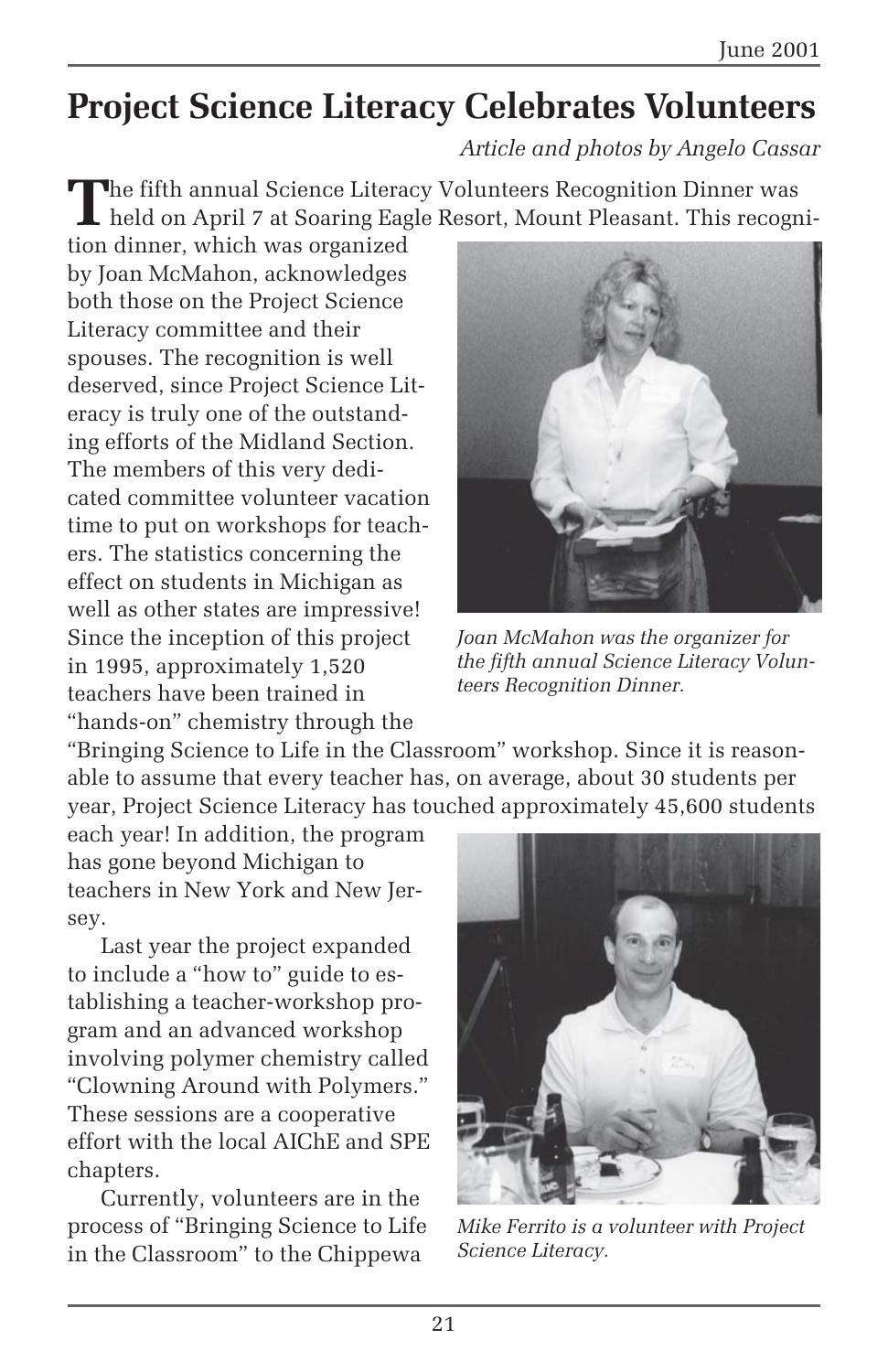# Project Science Literacy Celebrates Volunteers

*Article and photos by Angelo Cassar*

The fifth annual Science Literacy Volunteers Recognition Dinner was held on April 7 at Soaring Eagle Resort, Mount Pleasant. This recognition dinner, which was organized by Joan McMahon, acknowledges both those on the Project Science Literacy committee and their spouses. The recognition is well deserved, since Project Science Literacy is truly one of the outstanding efforts of the Midland Section. The members of this very dedicated committee volunteer vacation time to put on workshops for teachers. The statistics concerning the effect on students in Michigan as well as other states are impressive! Since the inception of this project in 1995, approximately 1,520 teachers have been trained in "hands-on" chemistry through the "Bringing Science to Life in the Classroom" workshop. Since it is reasonable to assume that every teacher has, on average, about 30 students per year, Project Science Literacy has touched approximately 45,600 students each year! In addition, the program has gone beyond Michigan to teachers in New York and New Jersey.

*Joan McMahon was the organizer for the fifth annual Science Literacy Volunteers Recognition Dinner.*

Last year the project expanded to include a "how to" guide to establishing a teacher-workshop program and an advanced workshop involving polymer chemistry called "Clowning Around with Polymers." These sessions are a cooperative effort with the local AIChE and SPE chapters.

Currently, volunteers are in the process of "Bringing Science to Life in the Classroom" to the Chippewa

*Mike Ferrito is a volunteer with Project Science Literacy.*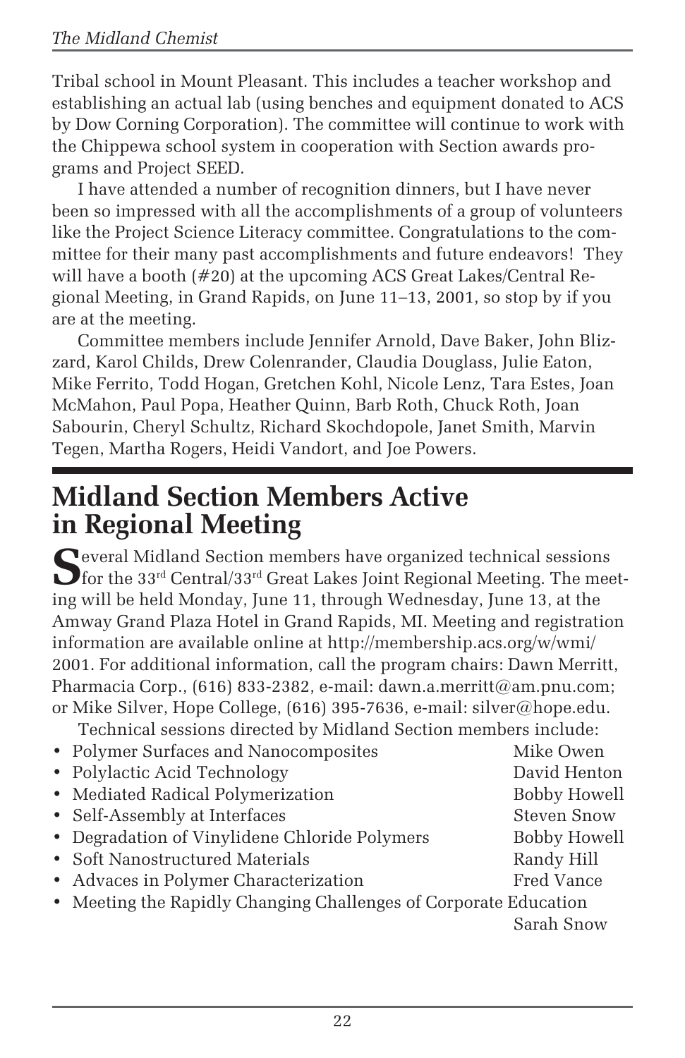Tribal school in Mount Pleasant. This includes a teacher workshop and establishing an actual lab (using benches and equipment donated to ACS by Dow Corning Corporation). The committee will continue to work with the Chippewa school system in cooperation with Section awards programs and Project SEED.

I have attended a number of recognition dinners, but I have never been so impressed with all the accomplishments of a group of volunteers like the Project Science Literacy committee. Congratulations to the committee for their many past accomplishments and future endeavors! They will have a booth (#20) at the upcoming ACS Great Lakes/Central Regional Meeting, in Grand Rapids, on June 11–13, 2001, so stop by if you are at the meeting.

Committee members include Jennifer Arnold, Dave Baker, John Blizzard, Karol Childs, Drew Colenrander, Claudia Douglass, Julie Eaton, Mike Ferrito, Todd Hogan, Gretchen Kohl, Nicole Lenz, Tara Estes, Joan McMahon, Paul Popa, Heather Quinn, Barb Roth, Chuck Roth, Joan Sabourin, Cheryl Schultz, Richard Skochdopole, Janet Smith, Marvin Tegen, Martha Rogers, Heidi Vandort, and Joe Powers.

# Midland Section Members Active in Regional Meeting

Several Midland Section members have organized technical sessions for the 33rd Central/33rd Great Lakes Joint Regional Meeting. The meeting will be held Monday, June 11, through Wednesday, June 13, at the Amway Grand Plaza Hotel in Grand Rapids, MI. Meeting and registration information are available online at http://membership.acs.org/w/wmi/2001. For additional information, call the program chairs: Dawn Merritt, Pharmacia Corp., (616) 833-2382, e-mail: dawn.a.merritt@am.pnu.com; or Mike Silver, Hope College, (616) 395-7636, e-mail: silver@hope.edu.

Technical sessions directed by Midland Section members include:

- Polymer Surfaces and Nanocomposites — Mike Owen
- Polylactic Acid Technology — David Henton
- Mediated Radical Polymerization — Bobby Howell
- Self-Assembly at Interfaces — Steven Snow
- Degradation of Vinylidene Chloride Polymers — Bobby Howell
- Soft Nanostructured Materials — Randy Hill
- Advaces in Polymer Characterization — Fred Vance
- Meeting the Rapidly Changing Challenges of Corporate Education — Sarah Snow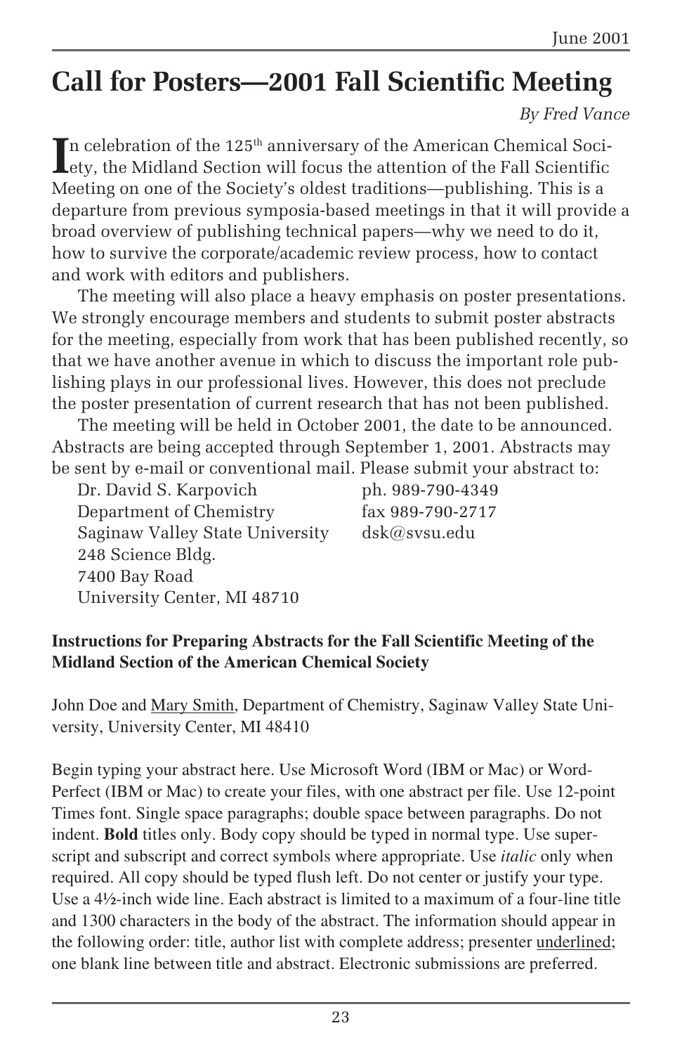# Call for Posters—2001 Fall Scientific Meeting

*By Fred Vance*

In celebration of the 125th anniversary of the American Chemical Society, the Midland Section will focus the attention of the Fall Scientific Meeting on one of the Society's oldest traditions—publishing. This is a departure from previous symposia-based meetings in that it will provide a broad overview of publishing technical papers—why we need to do it, how to survive the corporate/academic review process, how to contact and work with editors and publishers.

The meeting will also place a heavy emphasis on poster presentations. We strongly encourage members and students to submit poster abstracts for the meeting, especially from work that has been published recently, so that we have another avenue in which to discuss the important role publishing plays in our professional lives. However, this does not preclude the poster presentation of current research that has not been published.

The meeting will be held in October 2001, the date to be announced. Abstracts are being accepted through September 1, 2001. Abstracts may be sent by e-mail or conventional mail. Please submit your abstract to:

Dr. David S. Karpovich  
Department of Chemistry  
Saginaw Valley State University  
248 Science Bldg.  
7400 Bay Road  
University Center, MI 48710

ph. 989-790-4349  
fax 989-790-2717  
dsk@svsu.edu

**Instructions for Preparing Abstracts for the Fall Scientific Meeting of the Midland Section of the American Chemical Society**

John Doe and <u>Mary Smith</u>, Department of Chemistry, Saginaw Valley State University, University Center, MI 48410

Begin typing your abstract here. Use Microsoft Word (IBM or Mac) or WordPerfect (IBM or Mac) to create your files, with one abstract per file. Use 12-point Times font. Single space paragraphs; double space between paragraphs. Do not indent. **Bold** titles only. Body copy should be typed in normal type. Use superscript and subscript and correct symbols where appropriate. Use *italic* only when required. All copy should be typed flush left. Do not center or justify your type. Use a 4½-inch wide line. Each abstract is limited to a maximum of a four-line title and 1300 characters in the body of the abstract. The information should appear in the following order: title, author list with complete address; presenter <u>underlined</u>; one blank line between title and abstract. Electronic submissions are preferred.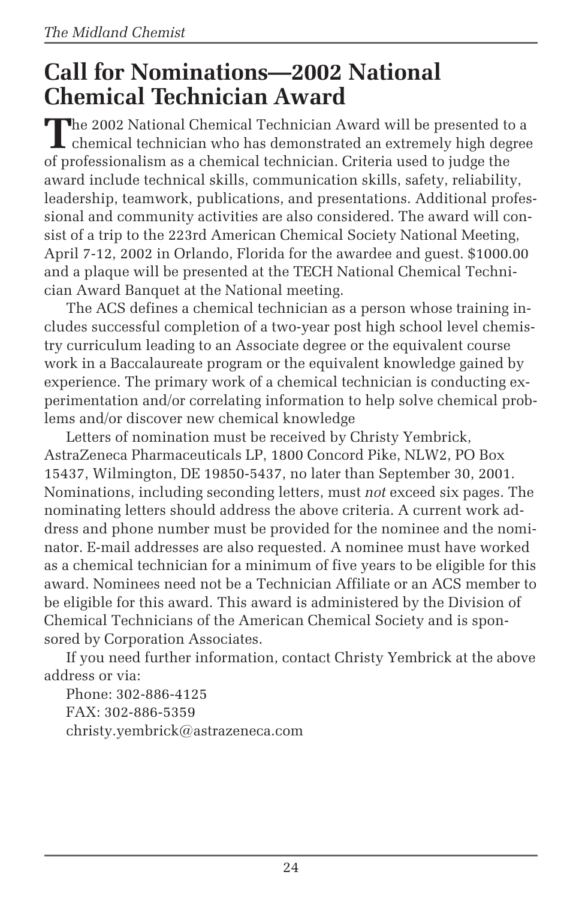# Call for Nominations—2002 National Chemical Technician Award

The 2002 National Chemical Technician Award will be presented to a chemical technician who has demonstrated an extremely high degree of professionalism as a chemical technician. Criteria used to judge the award include technical skills, communication skills, safety, reliability, leadership, teamwork, publications, and presentations. Additional professional and community activities are also considered. The award will consist of a trip to the 223rd American Chemical Society National Meeting, April 7-12, 2002 in Orlando, Florida for the awardee and guest. $1000.00 and a plaque will be presented at the TECH National Chemical Technician Award Banquet at the National meeting.

The ACS defines a chemical technician as a person whose training includes successful completion of a two-year post high school level chemistry curriculum leading to an Associate degree or the equivalent course work in a Baccalaureate program or the equivalent knowledge gained by experience. The primary work of a chemical technician is conducting experimentation and/or correlating information to help solve chemical problems and/or discover new chemical knowledge

Letters of nomination must be received by Christy Yembrick, AstraZeneca Pharmaceuticals LP, 1800 Concord Pike, NLW2, PO Box 15437, Wilmington, DE 19850-5437, no later than September 30, 2001. Nominations, including seconding letters, must *not* exceed six pages. The nominating letters should address the above criteria. A current work address and phone number must be provided for the nominee and the nominator. E-mail addresses are also requested. A nominee must have worked as a chemical technician for a minimum of five years to be eligible for this award. Nominees need not be a Technician Affiliate or an ACS member to be eligible for this award. This award is administered by the Division of Chemical Technicians of the American Chemical Society and is sponsored by Corporation Associates.

If you need further information, contact Christy Yembrick at the above address or via:

Phone: 302-886-4125
FAX: 302-886-5359
christy.yembrick@astrazeneca.com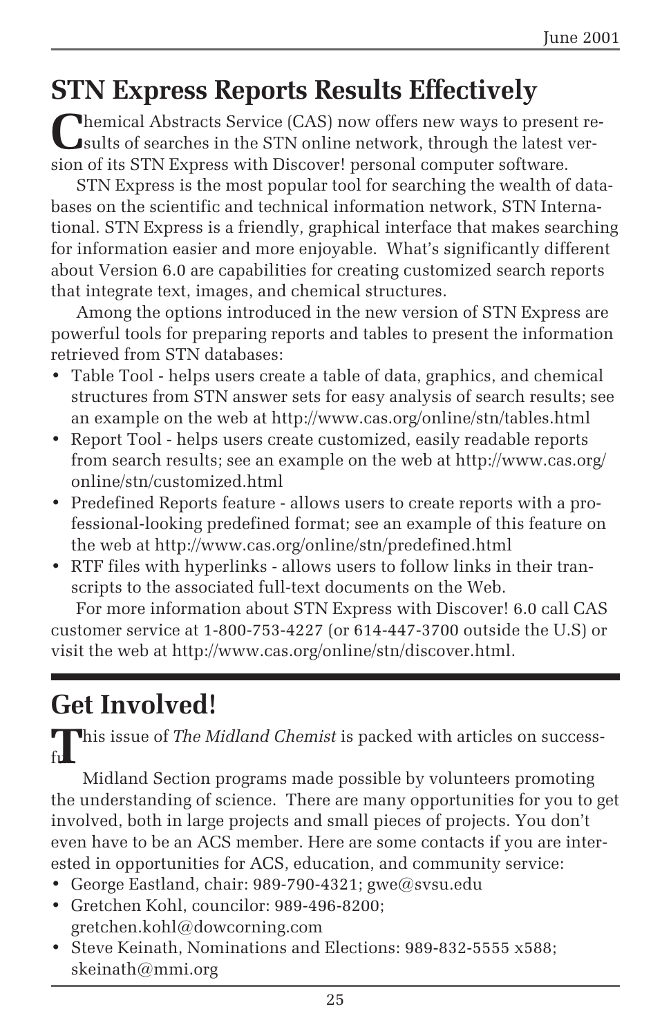## STN Express Reports Results Effectively

Chemical Abstracts Service (CAS) now offers new ways to present results of searches in the STN online network, through the latest version of its STN Express with Discover! personal computer software.

STN Express is the most popular tool for searching the wealth of databases on the scientific and technical information network, STN International. STN Express is a friendly, graphical interface that makes searching for information easier and more enjoyable. What's significantly different about Version 6.0 are capabilities for creating customized search reports that integrate text, images, and chemical structures.

Among the options introduced in the new version of STN Express are powerful tools for preparing reports and tables to present the information retrieved from STN databases:

- Table Tool - helps users create a table of data, graphics, and chemical structures from STN answer sets for easy analysis of search results; see an example on the web at http://www.cas.org/online/stn/tables.html
- Report Tool - helps users create customized, easily readable reports from search results; see an example on the web at http://www.cas.org/online/stn/customized.html
- Predefined Reports feature - allows users to create reports with a professional-looking predefined format; see an example of this feature on the web at http://www.cas.org/online/stn/predefined.html
- RTF files with hyperlinks - allows users to follow links in their transcripts to the associated full-text documents on the Web.

For more information about STN Express with Discover! 6.0 call CAS customer service at 1-800-753-4227 (or 614-447-3700 outside the U.S) or visit the web at http://www.cas.org/online/stn/discover.html.

## Get Involved!

This issue of *The Midland Chemist* is packed with articles on successful Midland Section programs made possible by volunteers promoting the understanding of science. There are many opportunities for you to get involved, both in large projects and small pieces of projects. You don't even have to be an ACS member. Here are some contacts if you are interested in opportunities for ACS, education, and community service:

- George Eastland, chair: 989-790-4321; gwe@svsu.edu
- Gretchen Kohl, councilor: 989-496-8200; gretchen.kohl@dowcorning.com
- Steve Keinath, Nominations and Elections: 989-832-5555 x588; skeinath@mmi.org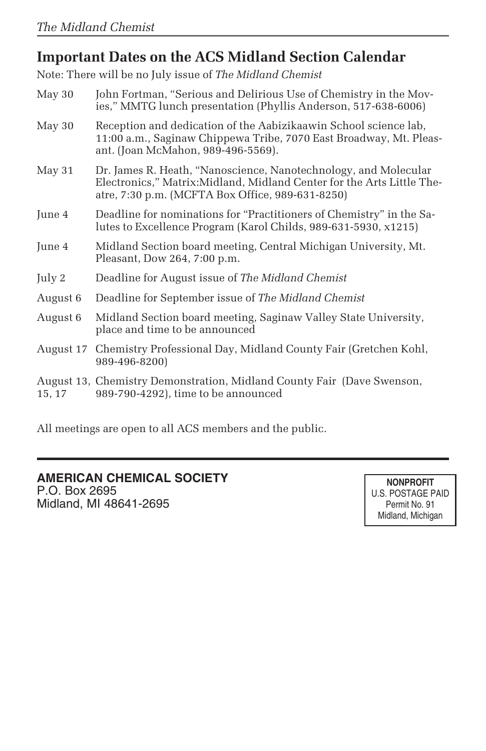## Important Dates on the ACS Midland Section Calendar

Note: There will be no July issue of *The Midland Chemist*

| | |
|---|---|
| May 30 | John Fortman, "Serious and Delirious Use of Chemistry in the Movies," MMTG lunch presentation (Phyllis Anderson, 517-638-6006) |
| May 30 | Reception and dedication of the Aabizikaawin School science lab, 11:00 a.m., Saginaw Chippewa Tribe, 7070 East Broadway, Mt. Pleasant. (Joan McMahon, 989-496-5569). |
| May 31 | Dr. James R. Heath, "Nanoscience, Nanotechnology, and Molecular Electronics," Matrix:Midland, Midland Center for the Arts Little Theatre, 7:30 p.m. (MCFTA Box Office, 989-631-8250) |
| June 4 | Deadline for nominations for "Practitioners of Chemistry" in the Salutes to Excellence Program (Karol Childs, 989-631-5930, x1215) |
| June 4 | Midland Section board meeting, Central Michigan University, Mt. Pleasant, Dow 264, 7:00 p.m. |
| July 2 | Deadline for August issue of *The Midland Chemist* |
| August 6 | Deadline for September issue of *The Midland Chemist* |
| August 6 | Midland Section board meeting, Saginaw Valley State University, place and time to be announced |
| August 17 | Chemistry Professional Day, Midland County Fair (Gretchen Kohl, 989-496-8200) |
| August 13, 15, 17 | Chemistry Demonstration, Midland County Fair (Dave Swenson, 989-790-4292), time to be announced |

All meetings are open to all ACS members and the public.

**AMERICAN CHEMICAL SOCIETY**
P.O. Box 2695
Midland, MI 48641-2695

**NONPROFIT**
U.S. POSTAGE PAID
Permit No. 91
Midland, Michigan